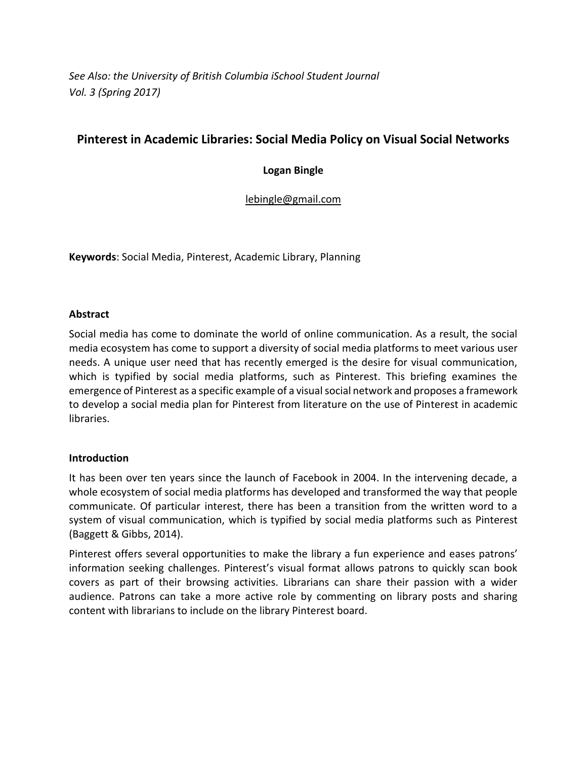*See Also: the University of British Columbia iSchool Student Journal*
*Vol. 3 (Spring 2017)*

# Pinterest in Academic Libraries: Social Media Policy on Visual Social Networks

**Logan Bingle**

lebingle@gmail.com

**Keywords**: Social Media, Pinterest, Academic Library, Planning

## Abstract

Social media has come to dominate the world of online communication. As a result, the social media ecosystem has come to support a diversity of social media platforms to meet various user needs. A unique user need that has recently emerged is the desire for visual communication, which is typified by social media platforms, such as Pinterest. This briefing examines the emergence of Pinterest as a specific example of a visual social network and proposes a framework to develop a social media plan for Pinterest from literature on the use of Pinterest in academic libraries.

## Introduction

It has been over ten years since the launch of Facebook in 2004. In the intervening decade, a whole ecosystem of social media platforms has developed and transformed the way that people communicate. Of particular interest, there has been a transition from the written word to a system of visual communication, which is typified by social media platforms such as Pinterest (Baggett & Gibbs, 2014).

Pinterest offers several opportunities to make the library a fun experience and eases patrons' information seeking challenges. Pinterest's visual format allows patrons to quickly scan book covers as part of their browsing activities. Librarians can share their passion with a wider audience. Patrons can take a more active role by commenting on library posts and sharing content with librarians to include on the library Pinterest board.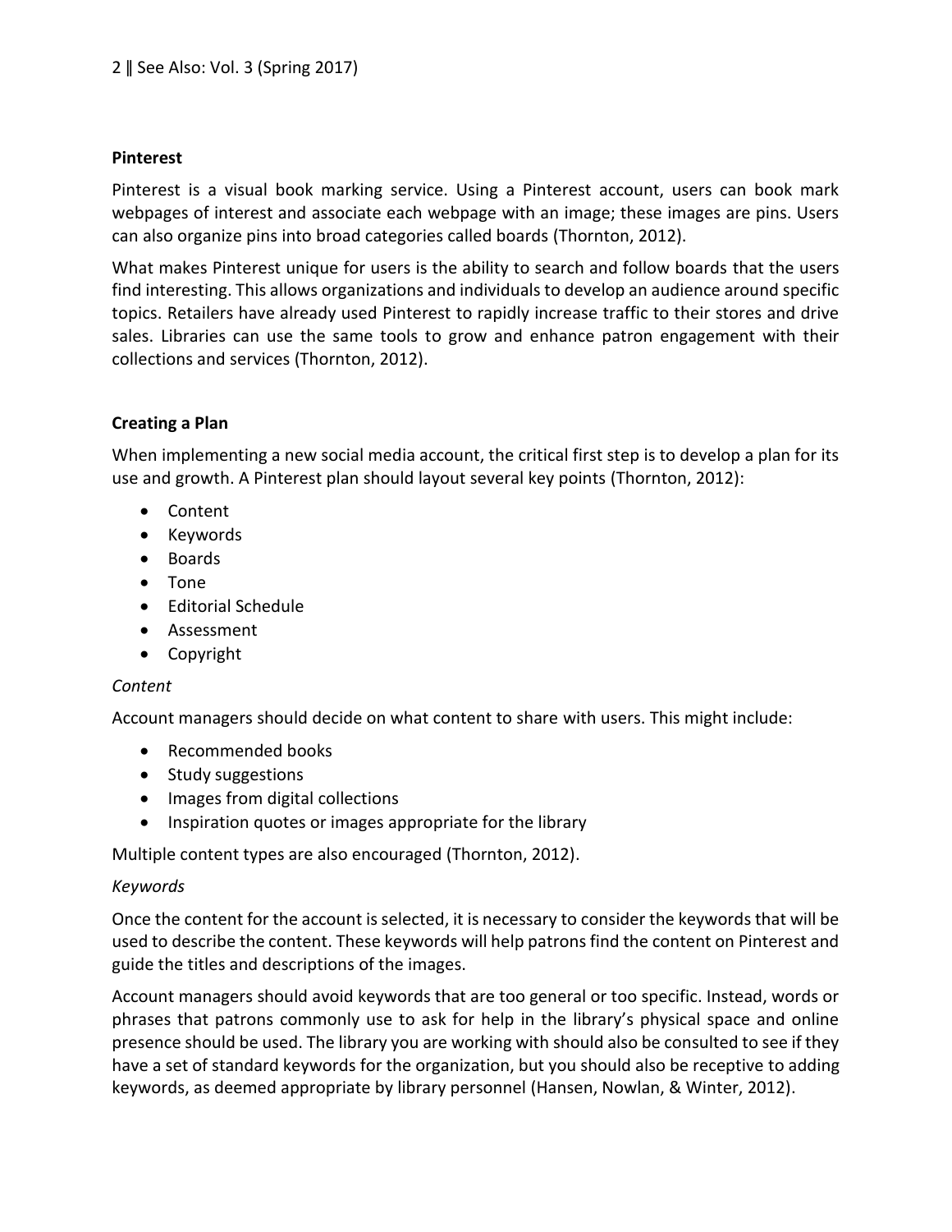## Pinterest

Pinterest is a visual book marking service. Using a Pinterest account, users can book mark webpages of interest and associate each webpage with an image; these images are pins. Users can also organize pins into broad categories called boards (Thornton, 2012).

What makes Pinterest unique for users is the ability to search and follow boards that the users find interesting. This allows organizations and individuals to develop an audience around specific topics. Retailers have already used Pinterest to rapidly increase traffic to their stores and drive sales. Libraries can use the same tools to grow and enhance patron engagement with their collections and services (Thornton, 2012).

## Creating a Plan

When implementing a new social media account, the critical first step is to develop a plan for its use and growth. A Pinterest plan should layout several key points (Thornton, 2012):

- Content
- Keywords
- Boards
- Tone
- Editorial Schedule
- Assessment
- Copyright

### *Content*

Account managers should decide on what content to share with users. This might include:

- Recommended books
- Study suggestions
- Images from digital collections
- Inspiration quotes or images appropriate for the library

Multiple content types are also encouraged (Thornton, 2012).

### *Keywords*

Once the content for the account is selected, it is necessary to consider the keywords that will be used to describe the content. These keywords will help patrons find the content on Pinterest and guide the titles and descriptions of the images.

Account managers should avoid keywords that are too general or too specific. Instead, words or phrases that patrons commonly use to ask for help in the library's physical space and online presence should be used. The library you are working with should also be consulted to see if they have a set of standard keywords for the organization, but you should also be receptive to adding keywords, as deemed appropriate by library personnel (Hansen, Nowlan, & Winter, 2012).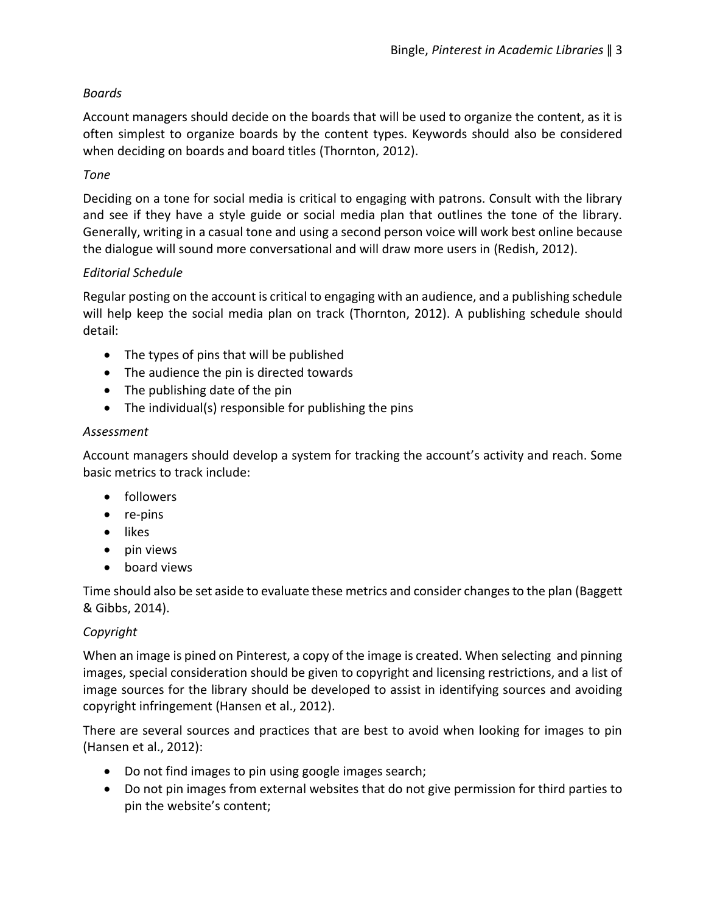*Boards*

Account managers should decide on the boards that will be used to organize the content, as it is often simplest to organize boards by the content types. Keywords should also be considered when deciding on boards and board titles (Thornton, 2012).

*Tone*

Deciding on a tone for social media is critical to engaging with patrons. Consult with the library and see if they have a style guide or social media plan that outlines the tone of the library. Generally, writing in a casual tone and using a second person voice will work best online because the dialogue will sound more conversational and will draw more users in (Redish, 2012).

*Editorial Schedule*

Regular posting on the account is critical to engaging with an audience, and a publishing schedule will help keep the social media plan on track (Thornton, 2012). A publishing schedule should detail:

- The types of pins that will be published
- The audience the pin is directed towards
- The publishing date of the pin
- The individual(s) responsible for publishing the pins

*Assessment*

Account managers should develop a system for tracking the account's activity and reach. Some basic metrics to track include:

- followers
- re-pins
- likes
- pin views
- board views

Time should also be set aside to evaluate these metrics and consider changes to the plan (Baggett & Gibbs, 2014).

*Copyright*

When an image is pined on Pinterest, a copy of the image is created. When selecting and pinning images, special consideration should be given to copyright and licensing restrictions, and a list of image sources for the library should be developed to assist in identifying sources and avoiding copyright infringement (Hansen et al., 2012).

There are several sources and practices that are best to avoid when looking for images to pin (Hansen et al., 2012):

- Do not find images to pin using google images search;
- Do not pin images from external websites that do not give permission for third parties to pin the website's content;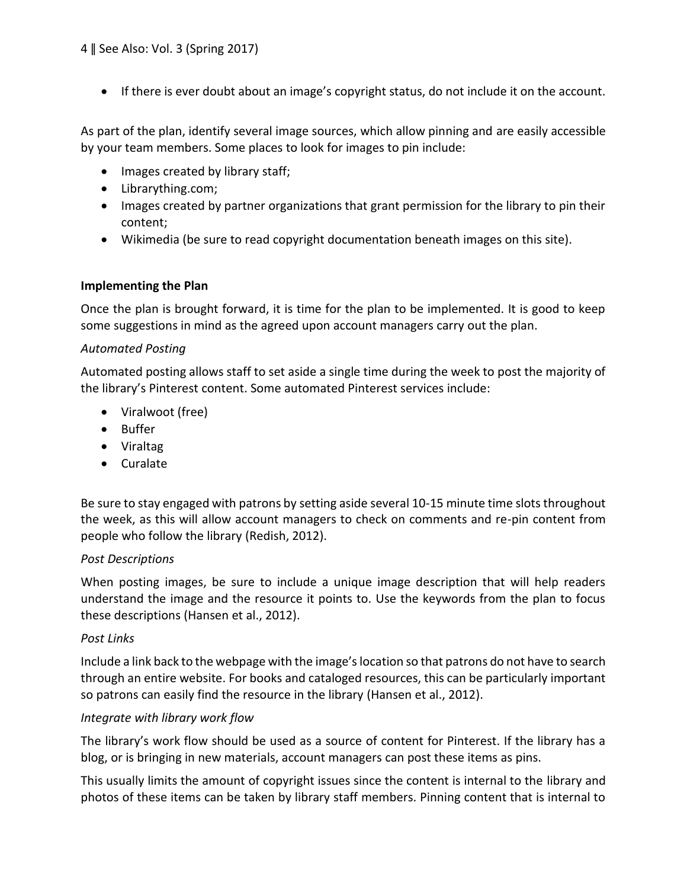- If there is ever doubt about an image's copyright status, do not include it on the account.

As part of the plan, identify several image sources, which allow pinning and are easily accessible by your team members. Some places to look for images to pin include:

- Images created by library staff;
- Librarything.com;
- Images created by partner organizations that grant permission for the library to pin their content;
- Wikimedia (be sure to read copyright documentation beneath images on this site).

**Implementing the Plan**

Once the plan is brought forward, it is time for the plan to be implemented. It is good to keep some suggestions in mind as the agreed upon account managers carry out the plan.

*Automated Posting*

Automated posting allows staff to set aside a single time during the week to post the majority of the library's Pinterest content. Some automated Pinterest services include:

- Viralwoot (free)
- Buffer
- Viraltag
- Curalate

Be sure to stay engaged with patrons by setting aside several 10-15 minute time slots throughout the week, as this will allow account managers to check on comments and re-pin content from people who follow the library (Redish, 2012).

*Post Descriptions*

When posting images, be sure to include a unique image description that will help readers understand the image and the resource it points to. Use the keywords from the plan to focus these descriptions (Hansen et al., 2012).

*Post Links*

Include a link back to the webpage with the image's location so that patrons do not have to search through an entire website. For books and cataloged resources, this can be particularly important so patrons can easily find the resource in the library (Hansen et al., 2012).

*Integrate with library work flow*

The library's work flow should be used as a source of content for Pinterest. If the library has a blog, or is bringing in new materials, account managers can post these items as pins.

This usually limits the amount of copyright issues since the content is internal to the library and photos of these items can be taken by library staff members. Pinning content that is internal to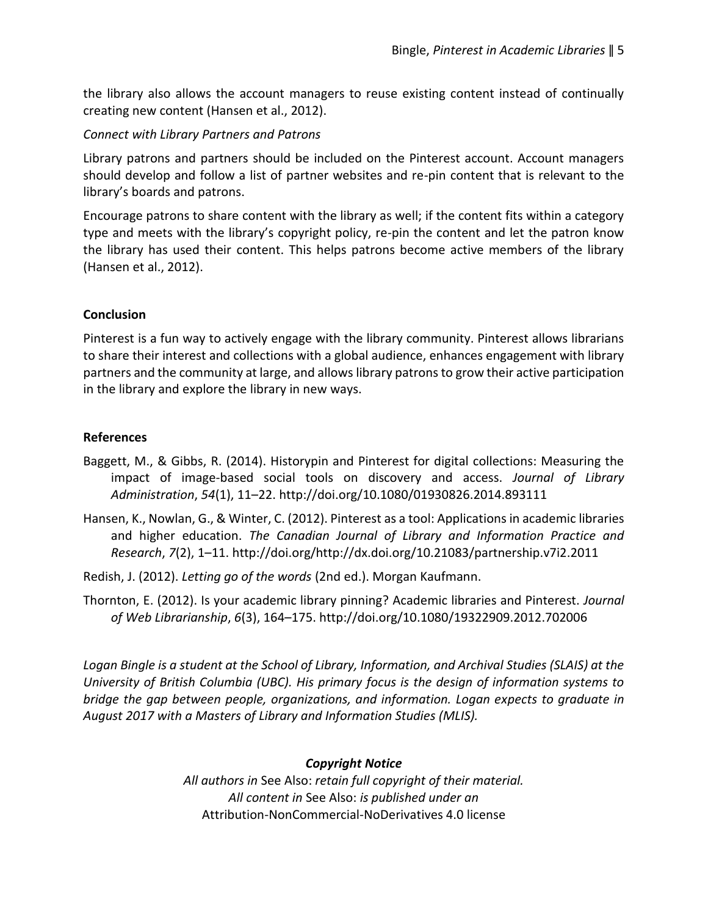the library also allows the account managers to reuse existing content instead of continually creating new content (Hansen et al., 2012).

*Connect with Library Partners and Patrons*

Library patrons and partners should be included on the Pinterest account. Account managers should develop and follow a list of partner websites and re-pin content that is relevant to the library's boards and patrons.

Encourage patrons to share content with the library as well; if the content fits within a category type and meets with the library's copyright policy, re-pin the content and let the patron know the library has used their content. This helps patrons become active members of the library (Hansen et al., 2012).

## Conclusion

Pinterest is a fun way to actively engage with the library community. Pinterest allows librarians to share their interest and collections with a global audience, enhances engagement with library partners and the community at large, and allows library patrons to grow their active participation in the library and explore the library in new ways.

## References

Baggett, M., & Gibbs, R. (2014). Historypin and Pinterest for digital collections: Measuring the impact of image-based social tools on discovery and access. *Journal of Library Administration*, *54*(1), 11–22. http://doi.org/10.1080/01930826.2014.893111

Hansen, K., Nowlan, G., & Winter, C. (2012). Pinterest as a tool: Applications in academic libraries and higher education. *The Canadian Journal of Library and Information Practice and Research*, *7*(2), 1–11. http://doi.org/http://dx.doi.org/10.21083/partnership.v7i2.2011

Redish, J. (2012). *Letting go of the words* (2nd ed.). Morgan Kaufmann.

Thornton, E. (2012). Is your academic library pinning? Academic libraries and Pinterest. *Journal of Web Librarianship*, *6*(3), 164–175. http://doi.org/10.1080/19322909.2012.702006

*Logan Bingle is a student at the School of Library, Information, and Archival Studies (SLAIS) at the University of British Columbia (UBC). His primary focus is the design of information systems to bridge the gap between people, organizations, and information. Logan expects to graduate in August 2017 with a Masters of Library and Information Studies (MLIS).*

***Copyright Notice***

*All authors in* See Also: *retain full copyright of their material.*
*All content in* See Also: *is published under an*
Attribution-NonCommercial-NoDerivatives 4.0 license